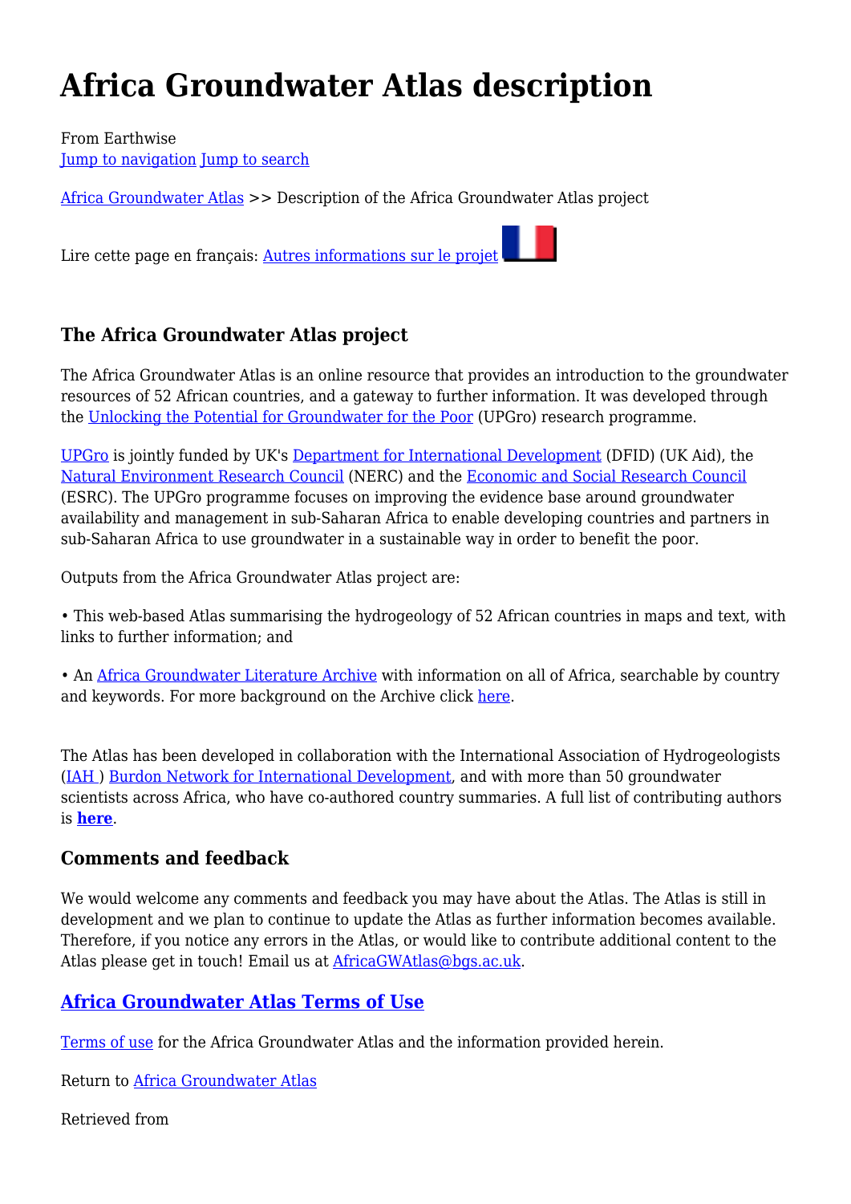# Africa Groundwater Atlas description

From Earthwise
Jump to navigation Jump to search

Africa Groundwater Atlas >> Description of the Africa Groundwater Atlas project

Lire cette page en français: Autres informations sur le projet

## The Africa Groundwater Atlas project

The Africa Groundwater Atlas is an online resource that provides an introduction to the groundwater resources of 52 African countries, and a gateway to further information. It was developed through the Unlocking the Potential for Groundwater for the Poor (UPGro) research programme.

UPGro is jointly funded by UK's Department for International Development (DFID) (UK Aid), the Natural Environment Research Council (NERC) and the Economic and Social Research Council (ESRC). The UPGro programme focuses on improving the evidence base around groundwater availability and management in sub-Saharan Africa to enable developing countries and partners in sub-Saharan Africa to use groundwater in a sustainable way in order to benefit the poor.

Outputs from the Africa Groundwater Atlas project are:

• This web-based Atlas summarising the hydrogeology of 52 African countries in maps and text, with links to further information; and

• An Africa Groundwater Literature Archive with information on all of Africa, searchable by country and keywords. For more background on the Archive click here.

The Atlas has been developed in collaboration with the International Association of Hydrogeologists (IAH ) Burdon Network for International Development, and with more than 50 groundwater scientists across Africa, who have co-authored country summaries. A full list of contributing authors is **here**.

## Comments and feedback

We would welcome any comments and feedback you may have about the Atlas. The Atlas is still in development and we plan to continue to update the Atlas as further information becomes available. Therefore, if you notice any errors in the Atlas, or would like to contribute additional content to the Atlas please get in touch! Email us at AfricaGWAtlas@bgs.ac.uk.

## Africa Groundwater Atlas Terms of Use

Terms of use for the Africa Groundwater Atlas and the information provided herein.

Return to Africa Groundwater Atlas

Retrieved from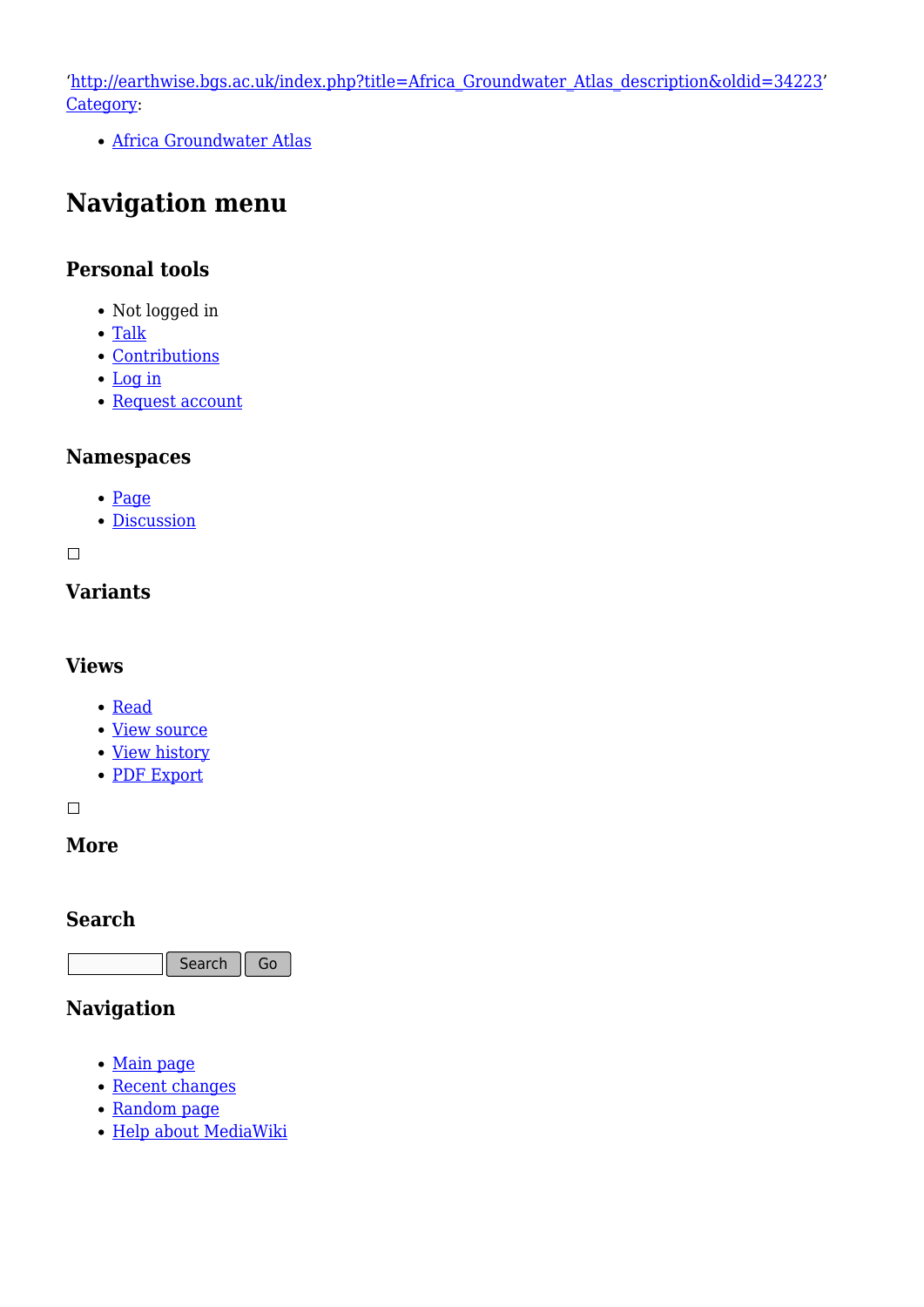'http://earthwise.bgs.ac.uk/index.php?title=Africa_Groundwater_Atlas_description&oldid=34223'
Category:

- Africa Groundwater Atlas

## Navigation menu

### Personal tools

- Not logged in
- Talk
- Contributions
- Log in
- Request account

### Namespaces

- Page
- Discussion

### Variants

### Views

- Read
- View source
- View history
- PDF Export

### More

### Search

Search Go

### Navigation

- Main page
- Recent changes
- Random page
- Help about MediaWiki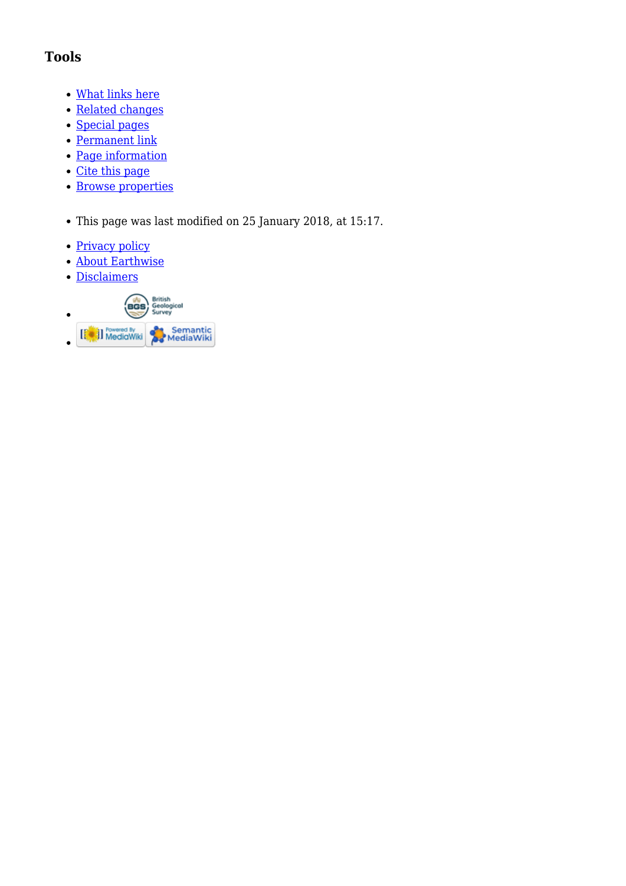### Tools

- What links here
- Related changes
- Special pages
- Permanent link
- Page information
- Cite this page
- Browse properties

- This page was last modified on 25 January 2018, at 15:17.

- Privacy policy
- About Earthwise
- Disclaimers